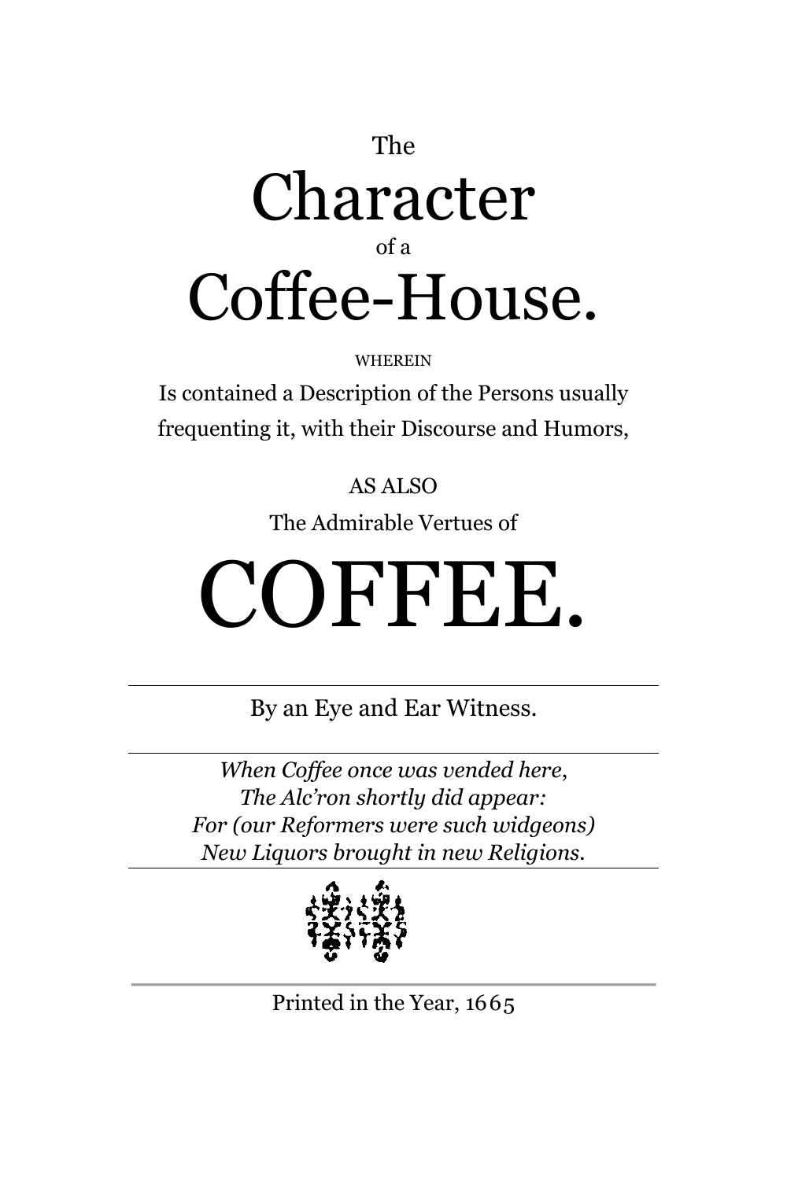The

# Character

of a

# Coffee-House.

WHEREIN

Is contained a Description of the Persons usually frequenting it, with their Discourse and Humors,

AS ALSO

The Admirable Vertues of

# COFFEE.

---

By an Eye and Ear Witness.

---

*When Coffee once was vended here,*
*The Alc'ron shortly did appear:*
*For (our Reformers were such widgeons)*
*New Liquors brought in new Religions.*

---

Printed in the Year, 1665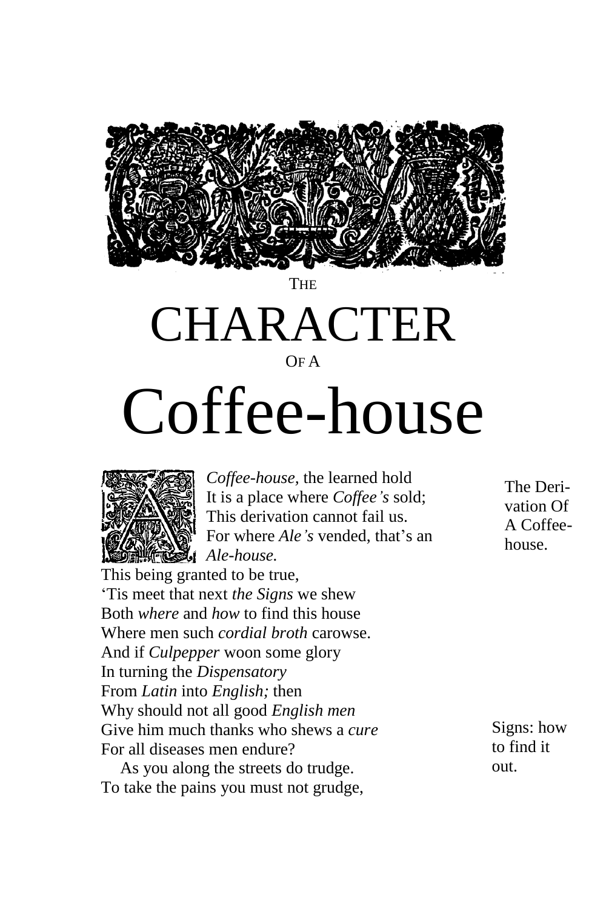THE

# CHARACTER

OF A

# Coffee-house

A *Coffee-house*, the learned hold
It is a place where *Coffee's* sold;
This derivation cannot fail us.
For where *Ale's* vended, that's an
*Ale-house.*
This being granted to be true,
'Tis meet that next *the Signs* we shew
Both *where* and *how* to find this house
Where men such *cordial broth* carowse.
And if *Culpepper* woon some glory
In turning the *Dispensatory*
From *Latin* into *English;* then
Why should not all good *English men*
Give him much thanks who shews a *cure*
For all diseases men endure?
  As you along the streets do trudge.
To take the pains you must not grudge,

The Derivation Of A Coffee-house.

Signs: how to find it out.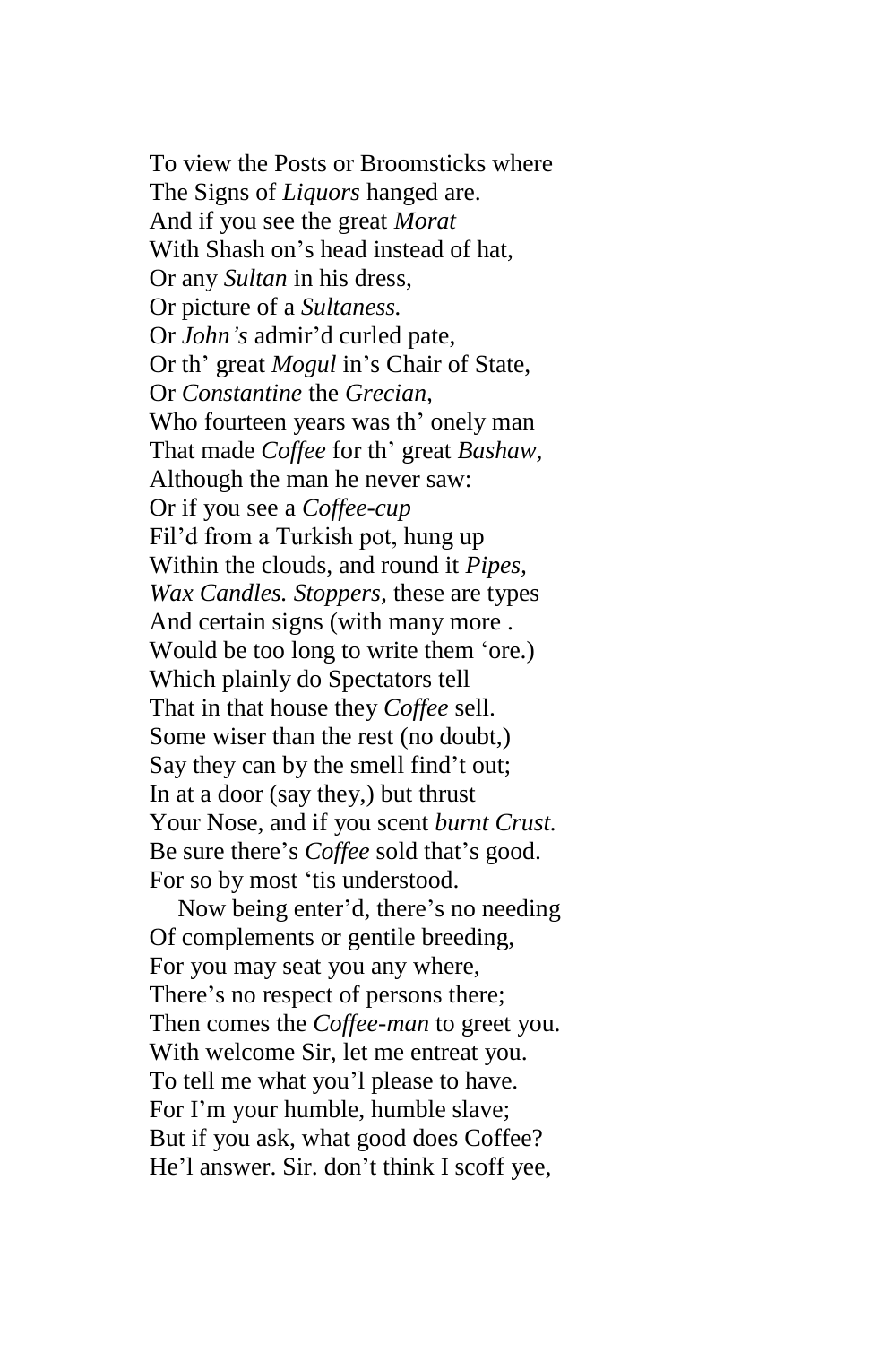To view the Posts or Broomsticks where  
The Signs of *Liquors* hanged are.  
And if you see the great *Morat*  
With Shash on's head instead of hat,  
Or any *Sultan* in his dress,  
Or picture of a *Sultaness.*  
Or *John's* admir'd curled pate,  
Or th' great *Mogul* in's Chair of State,  
Or *Constantine* the *Grecian*,  
Who fourteen years was th' onely man  
That made *Coffee* for th' great *Bashaw*,  
Although the man he never saw:  
Or if you see a *Coffee-cup*  
Fil'd from a Turkish pot, hung up  
Within the clouds, and round it *Pipes,*  
*Wax Candles. Stoppers*, these are types  
And certain signs (with many more .  
Would be too long to write them 'ore.)  
Which plainly do Spectators tell  
That in that house they *Coffee* sell.  
Some wiser than the rest (no doubt,)  
Say they can by the smell find't out;  
In at a door (say they,) but thrust  
Your Nose, and if you scent *burnt Crust.*  
Be sure there's *Coffee* sold that's good.  
For so by most 'tis understood.

Now being enter'd, there's no needing  
Of complements or gentile breeding,  
For you may seat you any where,  
There's no respect of persons there;  
Then comes the *Coffee-man* to greet you.  
With welcome Sir, let me entreat you.  
To tell me what you'l please to have.  
For I'm your humble, humble slave;  
But if you ask, what good does Coffee?  
He'l answer. Sir. don't think I scoff yee,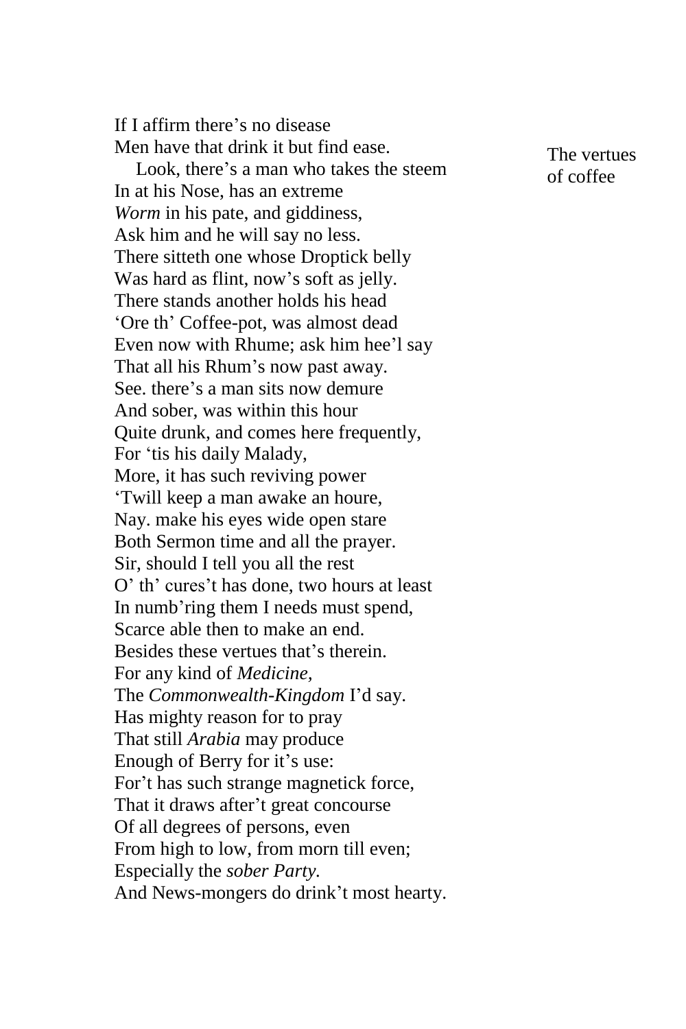If I affirm there's no disease
Men have that drink it but find ease.

The vertues of coffee

Look, there's a man who takes the steem
In at his Nose, has an extreme
*Worm* in his pate, and giddiness,
Ask him and he will say no less.
There sitteth one whose Droptick belly
Was hard as flint, now's soft as jelly.
There stands another holds his head
'Ore th' Coffee-pot, was almost dead
Even now with Rhume; ask him hee'l say
That all his Rhum's now past away.
See. there's a man sits now demure
And sober, was within this hour
Quite drunk, and comes here frequently,
For 'tis his daily Malady,
More, it has such reviving power
'Twill keep a man awake an houre,
Nay. make his eyes wide open stare
Both Sermon time and all the prayer.
Sir, should I tell you all the rest
O' th' cures't has done, two hours at least
In numb'ring them I needs must spend,
Scarce able then to make an end.
Besides these vertues that's therein.
For any kind of *Medicine*,
The *Commonwealth-Kingdom* I'd say.
Has mighty reason for to pray
That still *Arabia* may produce
Enough of Berry for it's use:
For't has such strange magnetick force,
That it draws after't great concourse
Of all degrees of persons, even
From high to low, from morn till even;
Especially the *sober Party.*
And News-mongers do drink't most hearty.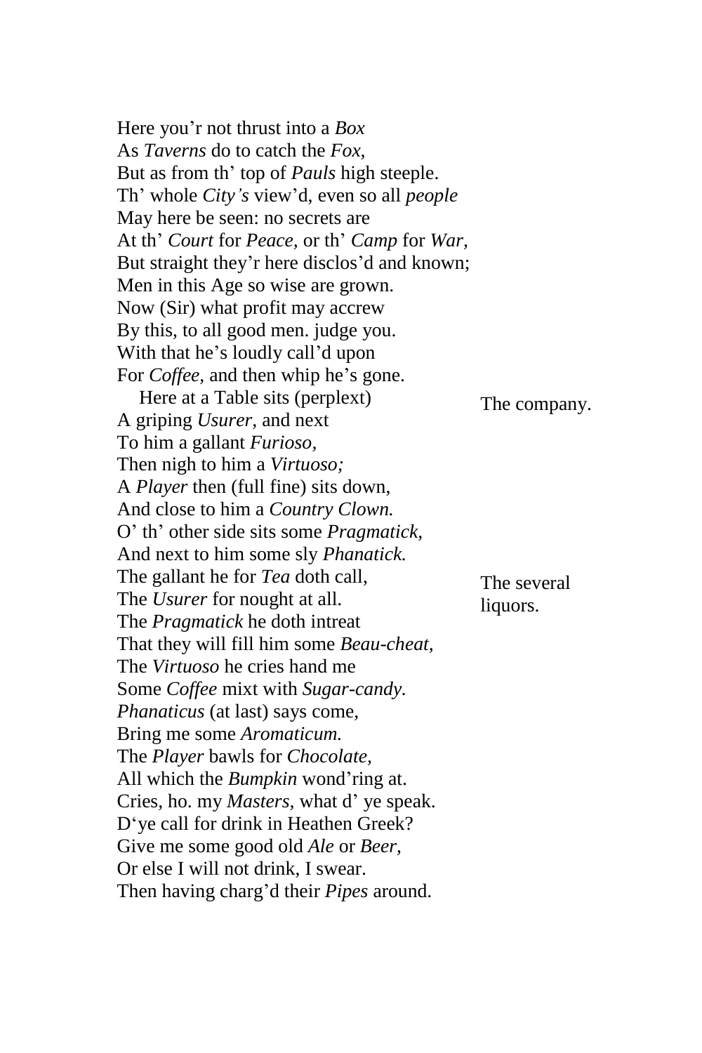Here you’r not thrust into a *Box*
As *Taverns* do to catch the *Fox,*
But as from th’ top of *Pauls* high steeple.
Th’ whole *City’s* view’d, even so all *people*
May here be seen: no secrets are
At th’ *Court* for *Peace,* or th’ *Camp* for *War,*
But straight they’r here disclos’d and known;
Men in this Age so wise are grown.
Now (Sir) what profit may accrew
By this, to all good men. judge you.
With that he’s loudly call’d upon
For *Coffee,* and then whip he’s gone.

The company.

Here at a Table sits (perplext)
A griping *Usurer,* and next
To him a gallant *Furioso,*
Then nigh to him a *Virtuoso;*
A *Player* then (full fine) sits down,
And close to him a *Country Clown.*
O’ th’ other side sits some *Pragmatick,*
And next to him some sly *Phanatick.*

The several liquors.

The gallant he for *Tea* doth call,
The *Usurer* for nought at all.
The *Pragmatick* he doth intreat
That they will fill him some *Beau-cheat,*
The *Virtuoso* he cries hand me
Some *Coffee* mixt with *Sugar-candy.*
*Phanaticus* (at last) says come,
Bring me some *Aromaticum.*
The *Player* bawls for *Chocolate,*
All which the *Bumpkin* wond’ring at.
Cries, ho. my *Masters,* what d’ ye speak.
D‘ye call for drink in Heathen Greek?
Give me some good old *Ale* or *Beer,*
Or else I will not drink, I swear.
Then having charg’d their *Pipes* around.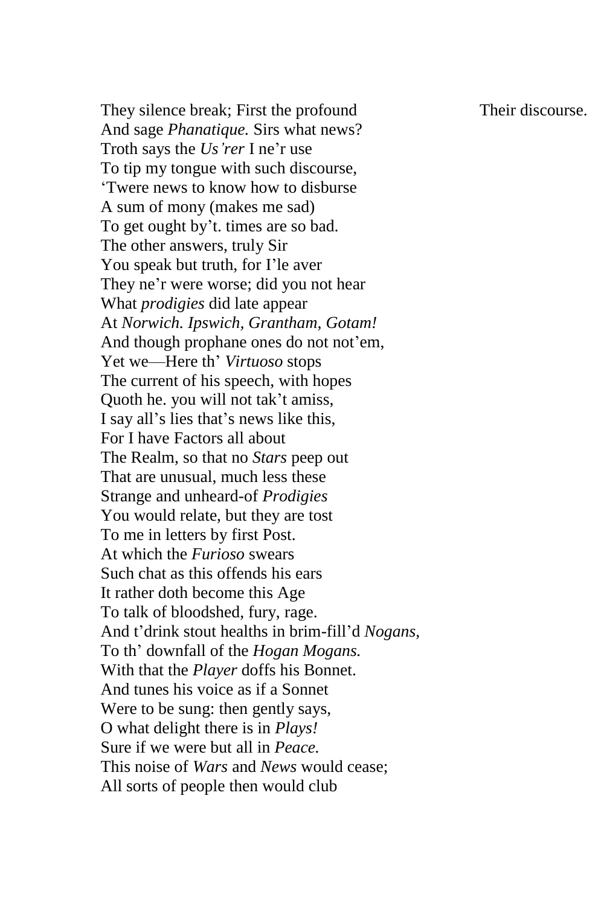They silence break; First the profound  Their discourse.
And sage *Phanatique.* Sirs what news?
Troth says the *Us'rer* I ne'r use
To tip my tongue with such discourse,
'Twere news to know how to disburse
A sum of mony (makes me sad)
To get ought by't. times are so bad.
The other answers, truly Sir
You speak but truth, for I'le aver
They ne'r were worse; did you not hear
What *prodigies* did late appear
At *Norwich. Ipswich, Grantham, Gotam!*
And though prophane ones do not not'em,
Yet we—Here th' *Virtuoso* stops
The current of his speech, with hopes
Quoth he. you will not tak't amiss,
I say all's lies that's news like this,
For I have Factors all about
The Realm, so that no *Stars* peep out
That are unusual, much less these
Strange and unheard-of *Prodigies*
You would relate, but they are tost
To me in letters by first Post.
At which the *Furioso* swears
Such chat as this offends his ears
It rather doth become this Age
To talk of bloodshed, fury, rage.
And t'drink stout healths in brim-fill'd *Nogans,*
To th' downfall of the *Hogan Mogans.*
With that the *Player* doffs his Bonnet.
And tunes his voice as if a Sonnet
Were to be sung: then gently says,
O what delight there is in *Plays!*
Sure if we were but all in *Peace.*
This noise of *Wars* and *News* would cease;
All sorts of people then would club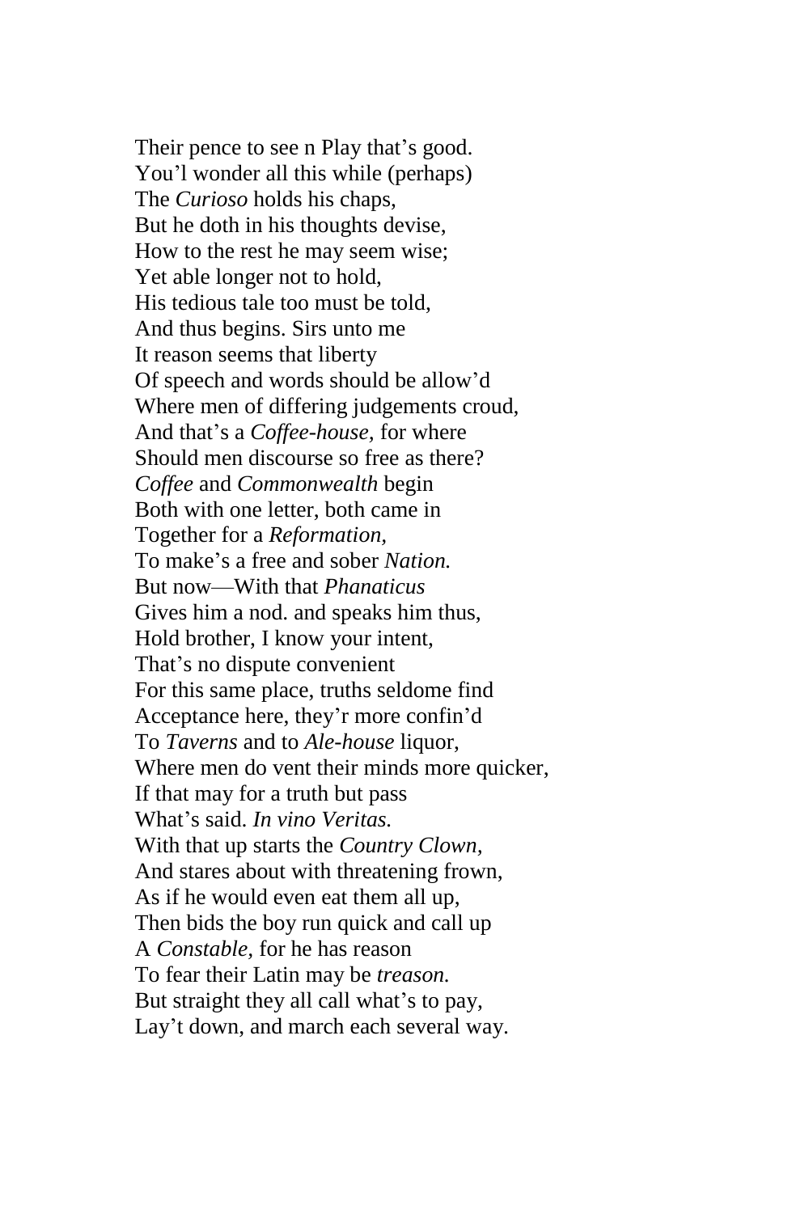Their pence to see n Play that's good.  
You'l wonder all this while (perhaps)  
The *Curioso* holds his chaps,  
But he doth in his thoughts devise,  
How to the rest he may seem wise;  
Yet able longer not to hold,  
His tedious tale too must be told,  
And thus begins. Sirs unto me  
It reason seems that liberty  
Of speech and words should be allow'd  
Where men of differing judgements croud,  
And that's a *Coffee-house*, for where  
Should men discourse so free as there?  
*Coffee* and *Commonwealth* begin  
Both with one letter, both came in  
Together for a *Reformation*,  
To make's a free and sober *Nation.*  
But now—With that *Phanaticus*  
Gives him a nod. and speaks him thus,  
Hold brother, I know your intent,  
That's no dispute convenient  
For this same place, truths seldome find  
Acceptance here, they'r more confin'd  
To *Taverns* and to *Ale-house* liquor,  
Where men do vent their minds more quicker,  
If that may for a truth but pass  
What's said. *In vino Veritas.*  
With that up starts the *Country Clown*,  
And stares about with threatening frown,  
As if he would even eat them all up,  
Then bids the boy run quick and call up  
A *Constable*, for he has reason  
To fear their Latin may be *treason.*  
But straight they all call what's to pay,  
Lay't down, and march each several way.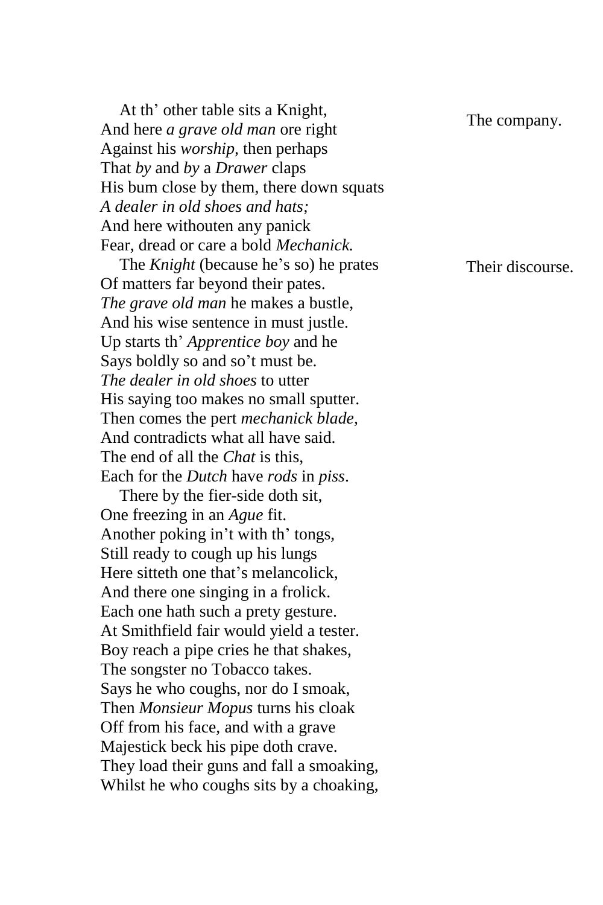At th' other table sits a Knight,  
And here *a grave old man* ore right  
Against his *worship*, then perhaps  
That *by* and *by* a *Drawer* claps  
His bum close by them, there down squats  
*A dealer in old shoes and hats;*  
And here withouten any panick  
Fear, dread or care a bold *Mechanick.*

The company.

The *Knight* (because he's so) he prates  
Of matters far beyond their pates.  
*The grave old man* he makes a bustle,  
And his wise sentence in must justle.  
Up starts th' *Apprentice boy* and he  
Says boldly so and so't must be.  
*The dealer in old shoes* to utter  
His saying too makes no small sputter.  
Then comes the pert *mechanick blade*,  
And contradicts what all have said.  
The end of all the *Chat* is this,  
Each for the *Dutch* have *rods* in *piss*.

Their discourse.

There by the fier-side doth sit,  
One freezing in an *Ague* fit.  
Another poking in't with th' tongs,  
Still ready to cough up his lungs  
Here sitteth one that's melancolick,  
And there one singing in a frolick.  
Each one hath such a prety gesture.  
At Smithfield fair would yield a tester.  
Boy reach a pipe cries he that shakes,  
The songster no Tobacco takes.  
Says he who coughs, nor do I smoak,  
Then *Monsieur Mopus* turns his cloak  
Off from his face, and with a grave  
Majestick beck his pipe doth crave.  
They load their guns and fall a smoaking,  
Whilst he who coughs sits by a choaking,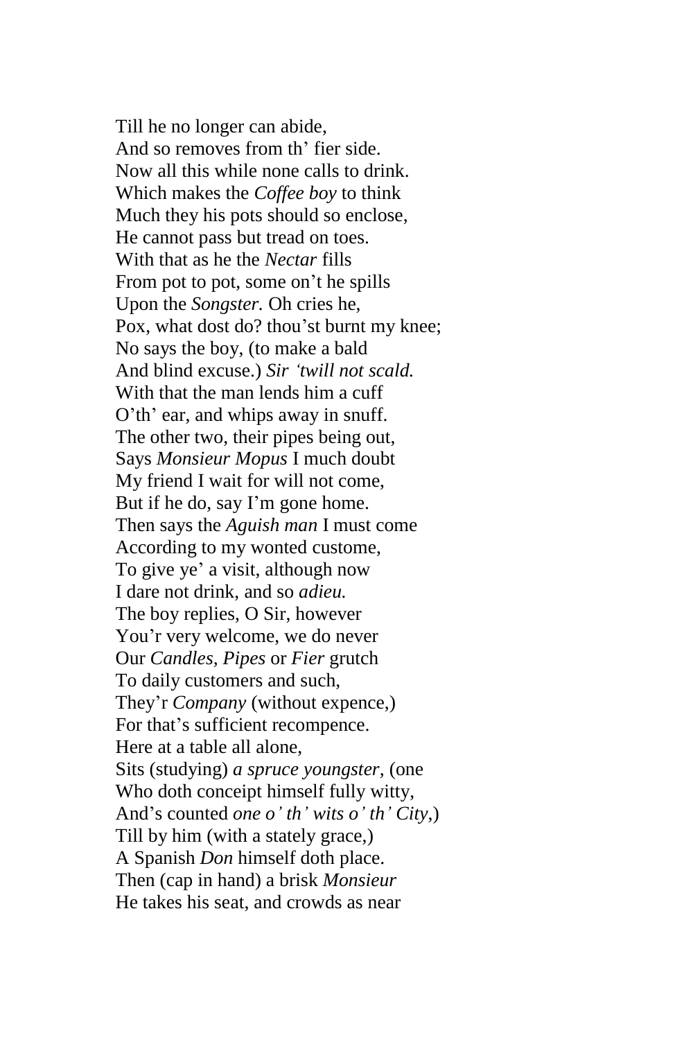Till he no longer can abide,  
And so removes from th' fier side.  
Now all this while none calls to drink.  
Which makes the *Coffee boy* to think  
Much they his pots should so enclose,  
He cannot pass but tread on toes.  
With that as he the *Nectar* fills  
From pot to pot, some on't he spills  
Upon the *Songster.* Oh cries he,  
Pox, what dost do? thou'st burnt my knee;  
No says the boy, (to make a bald  
And blind excuse.) *Sir 'twill not scald.*  
With that the man lends him a cuff  
O'th' ear, and whips away in snuff.  
The other two, their pipes being out,  
Says *Monsieur Mopus* I much doubt  
My friend I wait for will not come,  
But if he do, say I'm gone home.  
Then says the *Aguish man* I must come  
According to my wonted custome,  
To give ye' a visit, although now  
I dare not drink, and so *adieu.*  
The boy replies, O Sir, however  
You'r very welcome, we do never  
Our *Candles, Pipes* or *Fier* grutch  
To daily customers and such,  
They'r *Company* (without expence,)  
For that's sufficient recompence.  
Here at a table all alone,  
Sits (studying) *a spruce youngster,* (one  
Who doth conceipt himself fully witty,  
And's counted *one o' th' wits o' th' City,*)  
Till by him (with a stately grace,)  
A Spanish *Don* himself doth place.  
Then (cap in hand) a brisk *Monsieur*  
He takes his seat, and crowds as near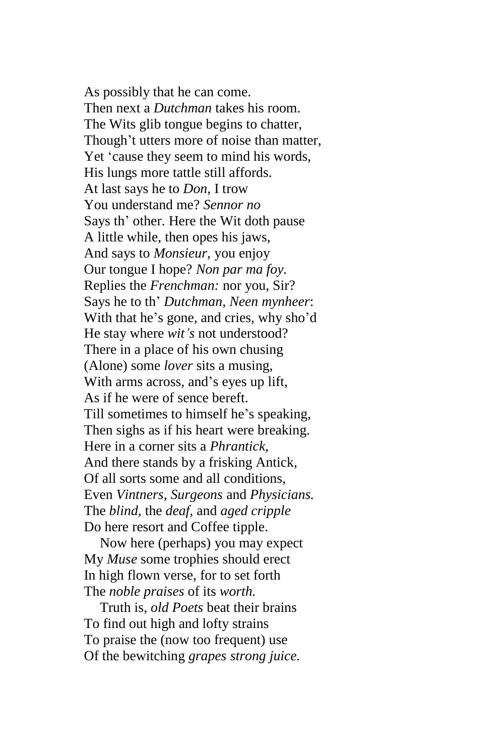As possibly that he can come.  
Then next a *Dutchman* takes his room.  
The Wits glib tongue begins to chatter,  
Though't utters more of noise than matter,  
Yet 'cause they seem to mind his words,  
His lungs more tattle still affords.  
At last says he to *Don,* I trow  
You understand me? *Sennor no*  
Says th' other. Here the Wit doth pause  
A little while, then opes his jaws,  
And says to *Monsieur,* you enjoy  
Our tongue I hope? *Non par ma foy.*  
Replies the *Frenchman:* nor you, Sir?  
Says he to th' *Dutchman, Neen mynheer*:  
With that he's gone, and cries, why sho'd  
He stay where *wit's* not understood?  
There in a place of his own chusing  
(Alone) some *lover* sits a musing,  
With arms across, and's eyes up lift,  
As if he were of sence bereft.  
Till sometimes to himself he's speaking,  
Then sighs as if his heart were breaking.  
Here in a corner sits a *Phrantick,*  
And there stands by a frisking Antick,  
Of all sorts some and all conditions,  
Even *Vintners, Surgeons* and *Physicians.*  
The *blind,* the *deaf,* and *aged cripple*  
Do here resort and Coffee tipple.

Now here (perhaps) you may expect  
My *Muse* some trophies should erect  
In high flown verse, for to set forth  
The *noble praises* of its *worth.*

Truth is, *old Poets* beat their brains  
To find out high and lofty strains  
To praise the (now too frequent) use  
Of the bewitching *grapes strong juice.*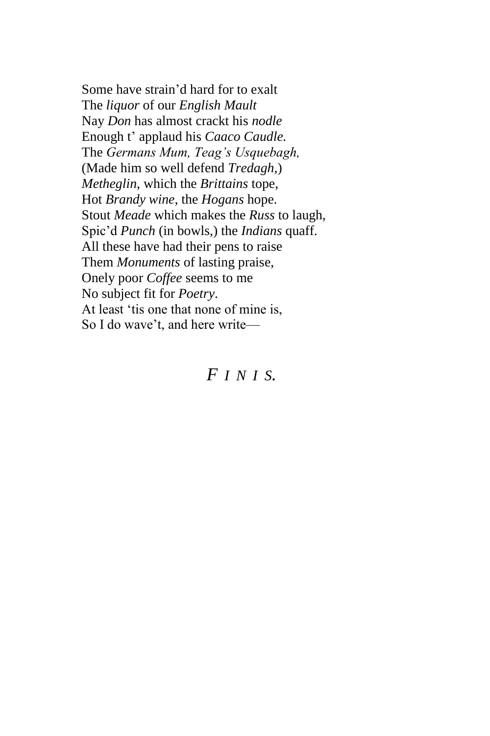Some have strain’d hard for to exalt  
The *liquor* of our *English Mault*  
Nay *Don* has almost crackt his *nodle*  
Enough t’ applaud his *Caaco Caudle.*  
The *Germans Mum, Teag’s Usquebagh,*  
(Made him so well defend *Tredagh*,)  
*Metheglin*, which the *Brittains* tope,  
Hot *Brandy wine*, the *Hogans* hope.  
Stout *Meade* which makes the *Russ* to laugh,  
Spic’d *Punch* (in bowls,) the *Indians* quaff.  
All these have had their pens to raise  
Them *Monuments* of lasting praise,  
Onely poor *Coffee* seems to me  
No subject fit for *Poetry*.  
At least ‘tis one that none of mine is,  
So I do wave’t, and here write—

*F I N I S.*